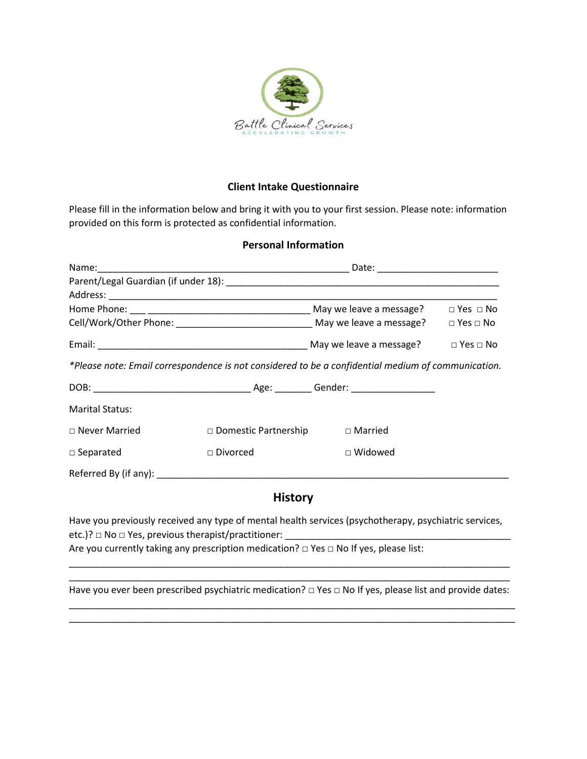Battle Clinical Services

ACCELERATING GROWTH

## Client Intake Questionnaire

Please fill in the information below and bring it with you to your first session. Please note: information provided on this form is protected as confidential information.

### Personal Information

Name:_______________________________________________ Date: ______________________

Parent/Legal Guardian (if under 18): ________________________________________________

Address: _____________________________________________________________________

Home Phone: ___ ______________________________ May we leave a message? □ Yes □ No

Cell/Work/Other Phone: _________________________ May we leave a message? □ Yes □ No

Email: ______________________________________ May we leave a message? □ Yes □ No

*\*Please note: Email correspondence is not considered to be a confidential medium of communication.*

DOB: ____________________________ Age: _______ Gender: _______________

Marital Status:

□ Never Married □ Domestic Partnership □ Married

□ Separated □ Divorced □ Widowed

Referred By (if any): _________________________________________________________________

## History

Have you previously received any type of mental health services (psychotherapy, psychiatric services, etc.)? □ No □ Yes, previous therapist/practitioner: __________________________________________

Are you currently taking any prescription medication? □ Yes □ No If yes, please list:

_____________________________________________________________________________

_____________________________________________________________________________

Have you ever been prescribed psychiatric medication? □ Yes □ No If yes, please list and provide dates:

_____________________________________________________________________________

_____________________________________________________________________________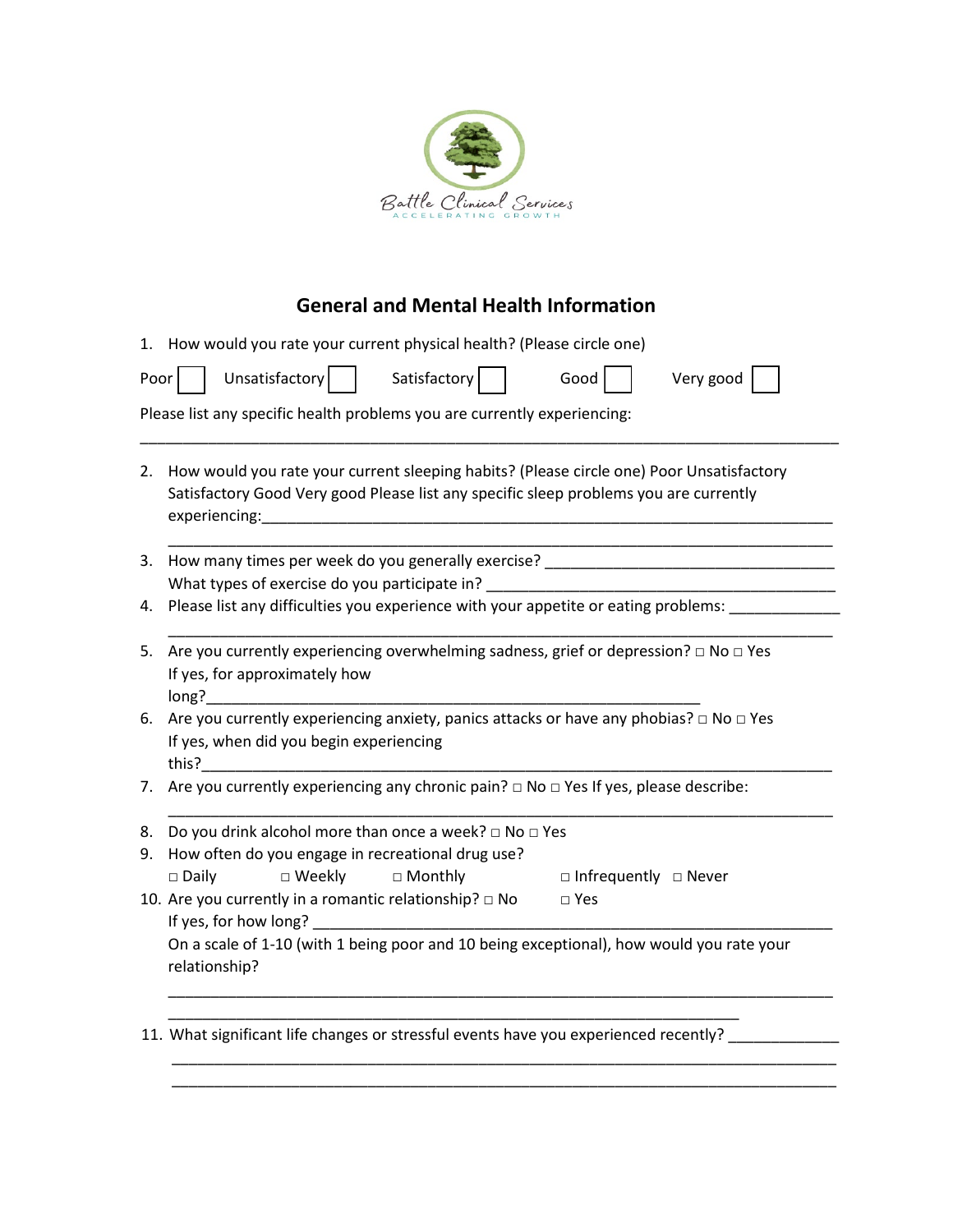Battle Clinical Services
ACCELERATING GROWTH

## General and Mental Health Information

1. How would you rate your current physical health? (Please circle one)

Poor ☐ Unsatisfactory ☐ Satisfactory ☐ Good ☐ Very good ☐

Please list any specific health problems you are currently experiencing:

______________________________________________________________________________

2. How would you rate your current sleeping habits? (Please circle one) Poor Unsatisfactory Satisfactory Good Very good Please list any specific sleep problems you are currently experiencing:______________________________________________________________________
______________________________________________________________________________
3. How many times per week do you generally exercise? ___________________________________
What types of exercise do you participate in? ___________________________________________
4. Please list any difficulties you experience with your appetite or eating problems: _____________
______________________________________________________________________________
5. Are you currently experiencing overwhelming sadness, grief or depression? □ No □ Yes
If yes, for approximately how long?______________________________________________________
6. Are you currently experiencing anxiety, panics attacks or have any phobias? □ No □ Yes
If yes, when did you begin experiencing this?__________________________________________________________________
7. Are you currently experiencing any chronic pain? □ No □ Yes If yes, please describe:
______________________________________________________________________________
8. Do you drink alcohol more than once a week? □ No □ Yes
9. How often do you engage in recreational drug use?
□ Daily □ Weekly □ Monthly □ Infrequently □ Never
10. Are you currently in a romantic relationship? □ No □ Yes
If yes, for how long? ______________________________________________________________
On a scale of 1-10 (with 1 being poor and 10 being exceptional), how would you rate your relationship?
______________________________________________________________________________
_______________________________________________________________________
11. What significant life changes or stressful events have you experienced recently? _____________
______________________________________________________________________________
______________________________________________________________________________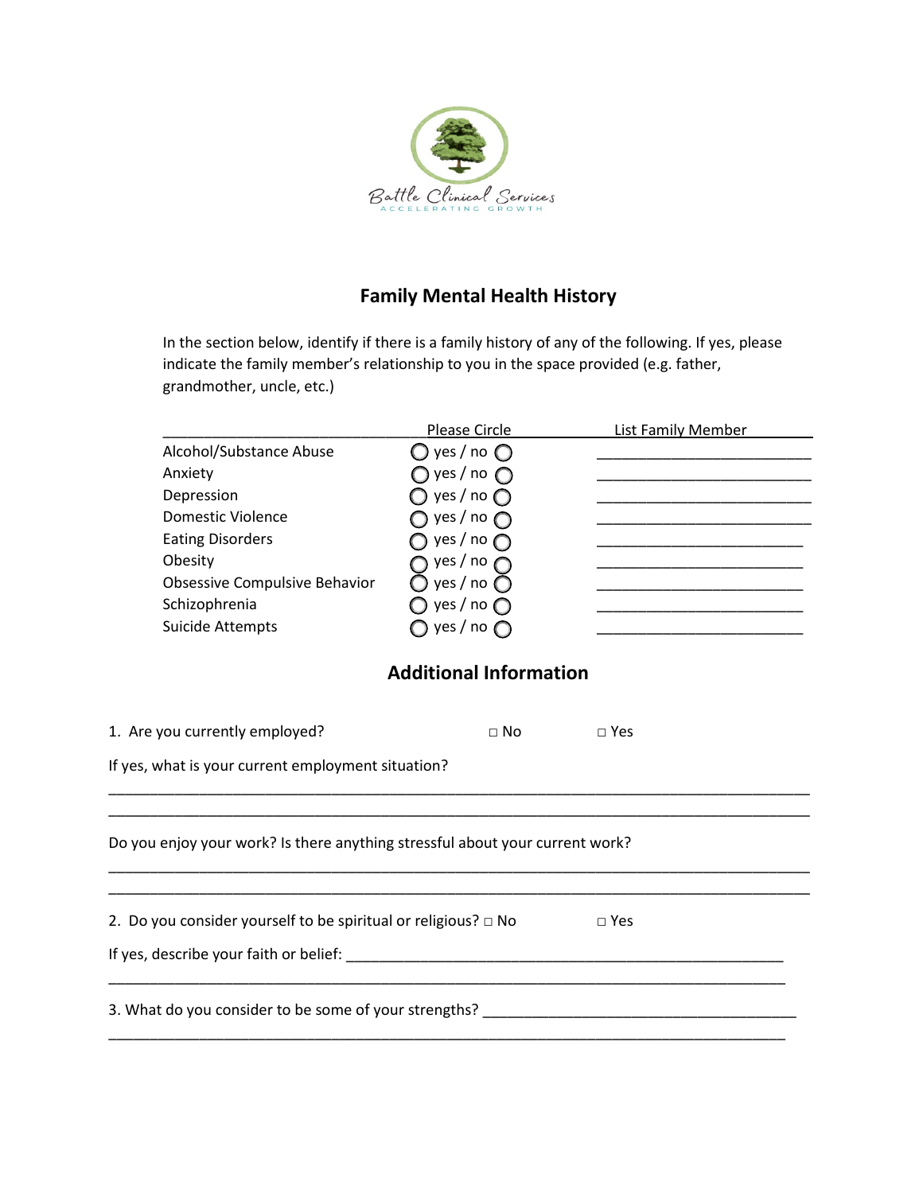Battle Clinical Services

ACCELERATING GROWTH

## Family Mental Health History

In the section below, identify if there is a family history of any of the following. If yes, please indicate the family member's relationship to you in the space provided (e.g. father, grandmother, uncle, etc.)

| | Please Circle | List Family Member |
|---|---|---|
| Alcohol/Substance Abuse | ◯ yes / no ◯ | ______________________ |
| Anxiety | ◯ yes / no ◯ | ______________________ |
| Depression | ◯ yes / no ◯ | ______________________ |
| Domestic Violence | ◯ yes / no ◯ | ______________________ |
| Eating Disorders | ◯ yes / no ◯ | ______________________ |
| Obesity | ◯ yes / no ◯ | ______________________ |
| Obsessive Compulsive Behavior | ◯ yes / no ◯ | ______________________ |
| Schizophrenia | ◯ yes / no ◯ | ______________________ |
| Suicide Attempts | ◯ yes / no ◯ | ______________________ |

## Additional Information

1. Are you currently employed? □ No □ Yes

If yes, what is your current employment situation?

______________________________________________________________________________

______________________________________________________________________________

Do you enjoy your work? Is there anything stressful about your current work?

______________________________________________________________________________

______________________________________________________________________________

2. Do you consider yourself to be spiritual or religious? □ No □ Yes

If yes, describe your faith or belief: ______________________________________________

______________________________________________________________________________

3. What do you consider to be some of your strengths? ___________________________________

______________________________________________________________________________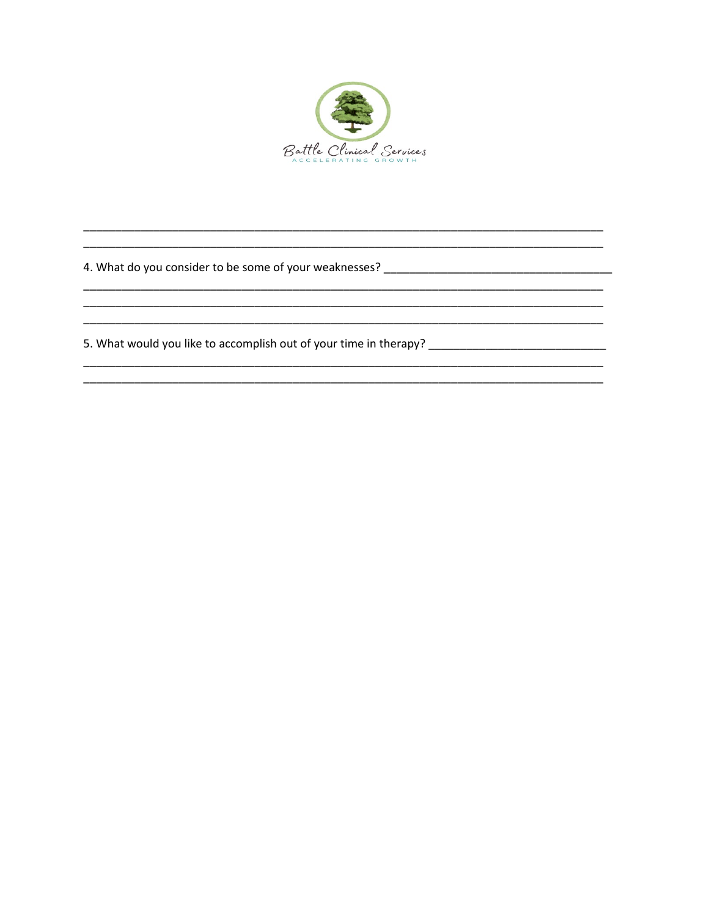Battle Clinical Services
ACCELERATING GROWTH

________________________________________________________________________________
________________________________________________________________________________

4. What do you consider to be some of your weaknesses? ___________________________________
________________________________________________________________________________
________________________________________________________________________________
________________________________________________________________________________

5. What would you like to accomplish out of your time in therapy? ___________________________
________________________________________________________________________________
________________________________________________________________________________